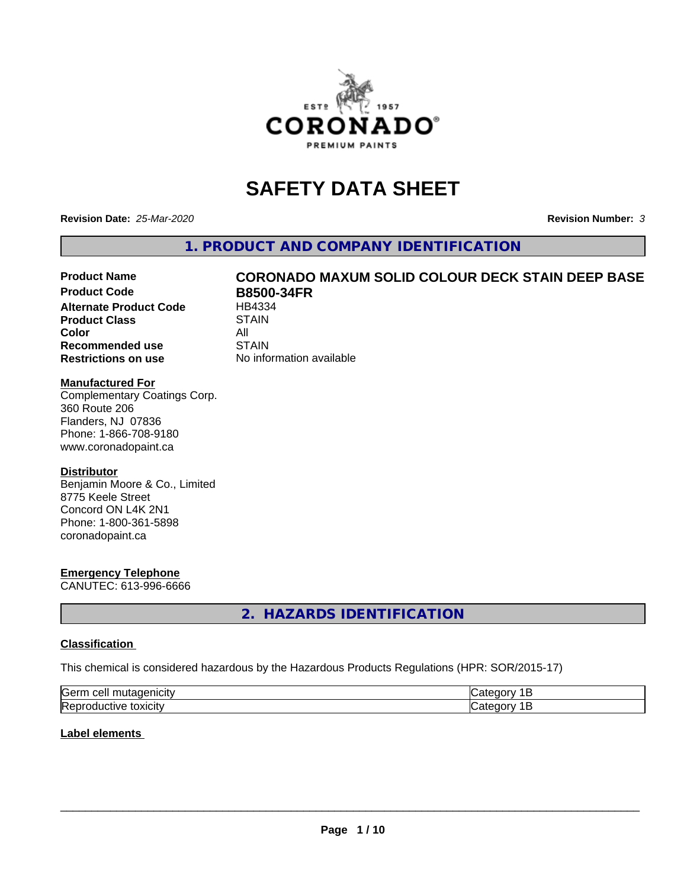# SAFETY DATA SHEET

**Revision Date:** *25-Mar-2020* **Revision Number:** *3*

## 1. PRODUCT AND COMPANY IDENTIFICATION

| | |
|---|---|
| **Product Name** | **CORONADO MAXUM SOLID COLOUR DECK STAIN DEEP BASE** |
| **Product Code** | **B8500-34FR** |
| **Alternate Product Code** | HB4334 |
| **Product Class** | STAIN |
| **Color** | All |
| **Recommended use** | STAIN |
| **Restrictions on use** | No information available |

**Manufactured For**
Complementary Coatings Corp.
360 Route 206
Flanders, NJ 07836
Phone: 1-866-708-9180
www.coronadopaint.ca

**Distributor**
Benjamin Moore & Co., Limited
8775 Keele Street
Concord ON L4K 2N1
Phone: 1-800-361-5898
coronadopaint.ca

**Emergency Telephone**
CANUTEC: 613-996-6666

## 2. HAZARDS IDENTIFICATION

**Classification**

This chemical is considered hazardous by the Hazardous Products Regulations (HPR: SOR/2015-17)

| | |
|---|---|
| Germ cell mutagenicity | Category 1B |
| Reproductive toxicity | Category 1B |

**Label elements**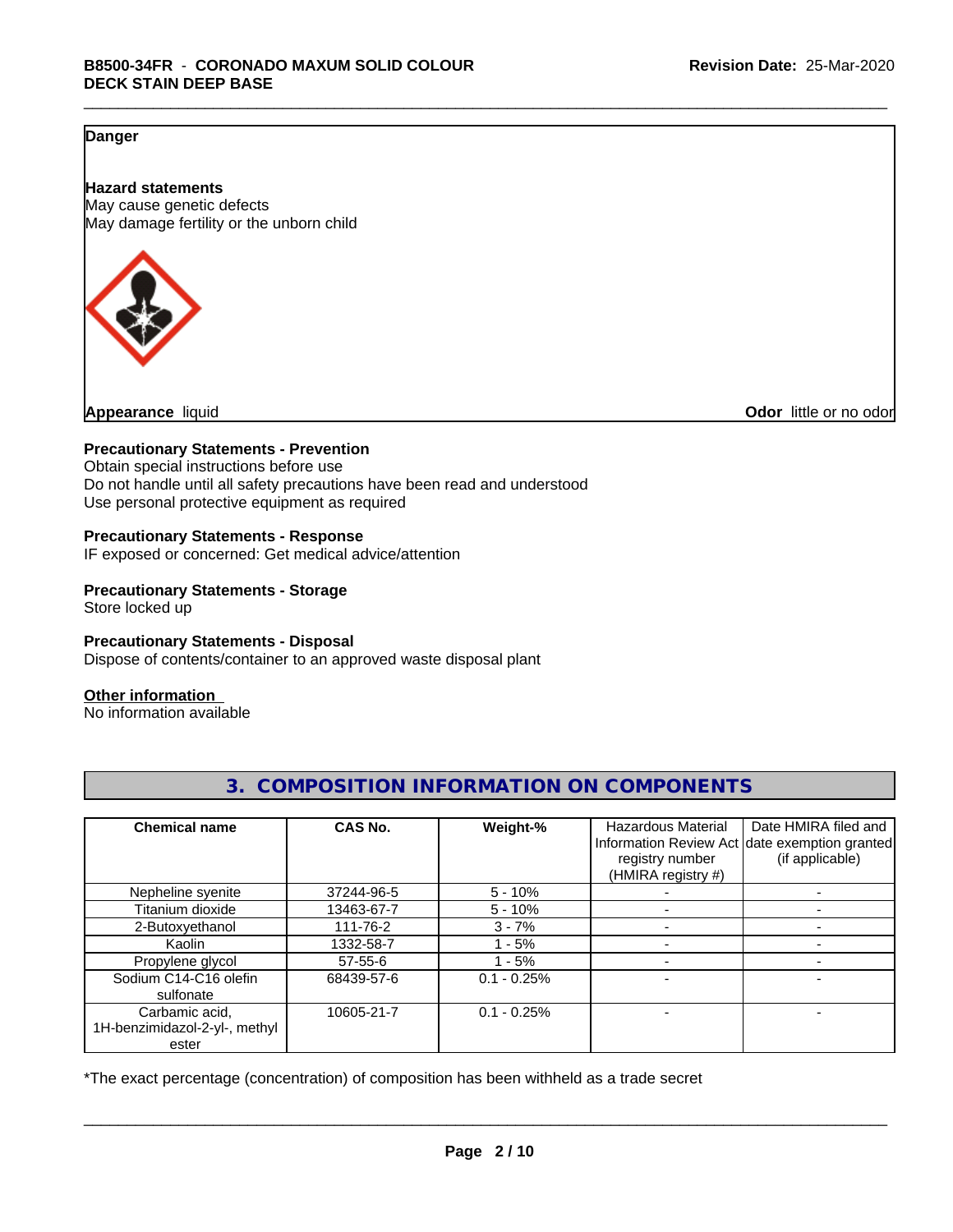**Danger**

**Hazard statements**
May cause genetic defects
May damage fertility or the unborn child

**Appearance** liquid

**Odor** little or no odor

**Precautionary Statements - Prevention**
Obtain special instructions before use
Do not handle until all safety precautions have been read and understood
Use personal protective equipment as required

**Precautionary Statements - Response**
IF exposed or concerned: Get medical advice/attention

**Precautionary Statements - Storage**
Store locked up

**Precautionary Statements - Disposal**
Dispose of contents/container to an approved waste disposal plant

**Other information**
No information available

## 3. COMPOSITION INFORMATION ON COMPONENTS

| Chemical name | CAS No. | Weight-% | Hazardous Material Information Review Act registry number (HMIRA registry #) | Date HMIRA filed and date exemption granted (if applicable) |
|---|---|---|---|---|
| Nepheline syenite | 37244-96-5 | 5 - 10% | - | - |
| Titanium dioxide | 13463-67-7 | 5 - 10% | - | - |
| 2-Butoxyethanol | 111-76-2 | 3 - 7% | - | - |
| Kaolin | 1332-58-7 | 1 - 5% | - | - |
| Propylene glycol | 57-55-6 | 1 - 5% | - | - |
| Sodium C14-C16 olefin sulfonate | 68439-57-6 | 0.1 - 0.25% | - | - |
| Carbamic acid, 1H-benzimidazol-2-yl-, methyl ester | 10605-21-7 | 0.1 - 0.25% | - | - |

*The exact percentage (concentration) of composition has been withheld as a trade secret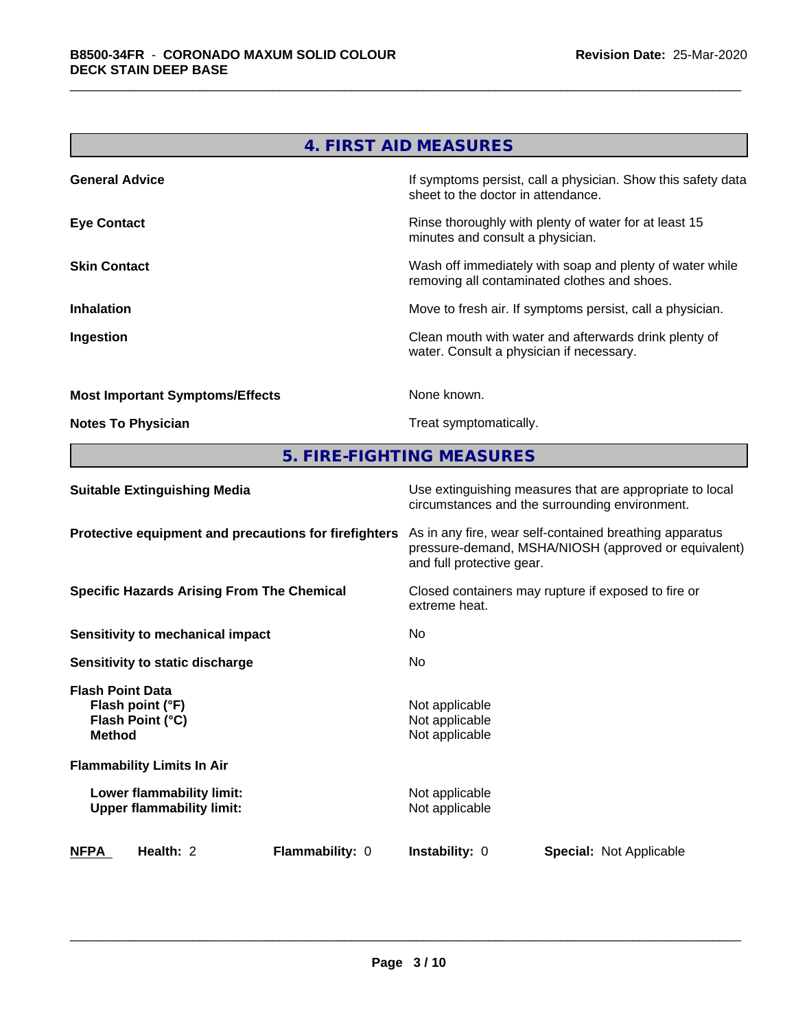## 4. FIRST AID MEASURES

| | |
|---|---|
| **General Advice** | If symptoms persist, call a physician. Show this safety data sheet to the doctor in attendance. |
| **Eye Contact** | Rinse thoroughly with plenty of water for at least 15 minutes and consult a physician. |
| **Skin Contact** | Wash off immediately with soap and plenty of water while removing all contaminated clothes and shoes. |
| **Inhalation** | Move to fresh air. If symptoms persist, call a physician. |
| **Ingestion** | Clean mouth with water and afterwards drink plenty of water. Consult a physician if necessary. |
| **Most Important Symptoms/Effects** | None known. |
| **Notes To Physician** | Treat symptomatically. |

## 5. FIRE-FIGHTING MEASURES

| | |
|---|---|
| **Suitable Extinguishing Media** | Use extinguishing measures that are appropriate to local circumstances and the surrounding environment. |
| **Protective equipment and precautions for firefighters** | As in any fire, wear self-contained breathing apparatus pressure-demand, MSHA/NIOSH (approved or equivalent) and full protective gear. |
| **Specific Hazards Arising From The Chemical** | Closed containers may rupture if exposed to fire or extreme heat. |
| **Sensitivity to mechanical impact** | No |
| **Sensitivity to static discharge** | No |

**Flash Point Data**

| | |
|---|---|
| **Flash point (°F)** | Not applicable |
| **Flash Point (°C)** | Not applicable |
| **Method** | Not applicable |

**Flammability Limits In Air**

| | |
|---|---|
| **Lower flammability limit:** | Not applicable |
| **Upper flammability limit:** | Not applicable |

| **NFPA** | **Health:** 2 | **Flammability:** 0 | **Instability:** 0 | **Special:** Not Applicable |
|---|---|---|---|---|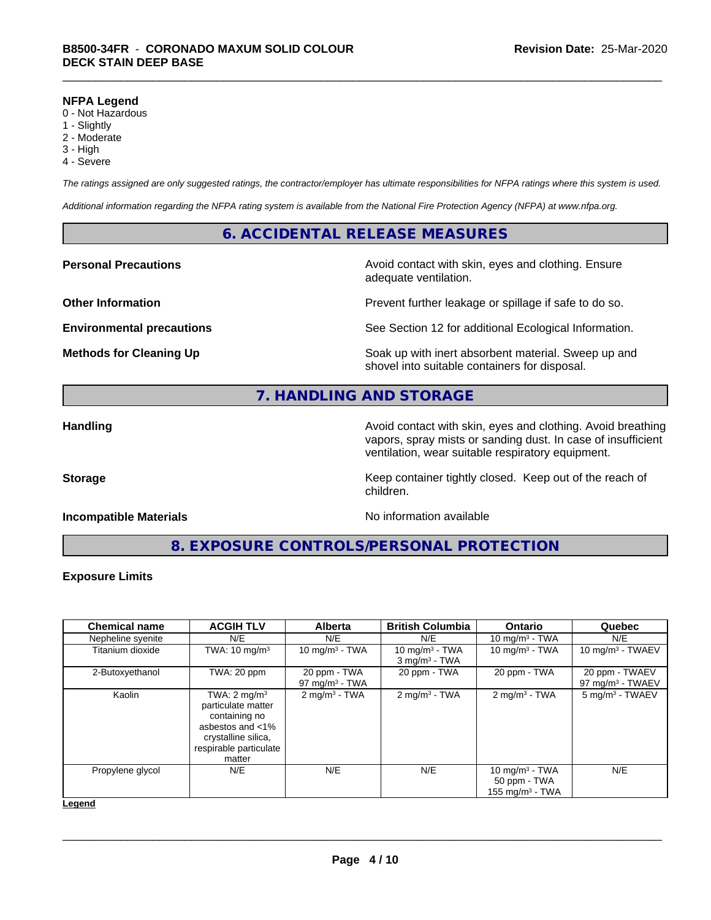**NFPA Legend**
0 - Not Hazardous
1 - Slightly
2 - Moderate
3 - High
4 - Severe

*The ratings assigned are only suggested ratings, the contractor/employer has ultimate responsibilities for NFPA ratings where this system is used.*

*Additional information regarding the NFPA rating system is available from the National Fire Protection Agency (NFPA) at www.nfpa.org.*

## 6. ACCIDENTAL RELEASE MEASURES

**Personal Precautions** — Avoid contact with skin, eyes and clothing. Ensure adequate ventilation.

**Other Information** — Prevent further leakage or spillage if safe to do so.

**Environmental precautions** — See Section 12 for additional Ecological Information.

**Methods for Cleaning Up** — Soak up with inert absorbent material. Sweep up and shovel into suitable containers for disposal.

## 7. HANDLING AND STORAGE

**Handling** — Avoid contact with skin, eyes and clothing. Avoid breathing vapors, spray mists or sanding dust. In case of insufficient ventilation, wear suitable respiratory equipment.

**Storage** — Keep container tightly closed. Keep out of the reach of children.

**Incompatible Materials** — No information available

## 8. EXPOSURE CONTROLS/PERSONAL PROTECTION

**Exposure Limits**

| Chemical name | ACGIH TLV | Alberta | British Columbia | Ontario | Quebec |
|---|---|---|---|---|---|
| Nepheline syenite | N/E | N/E | N/E | 10 mg/m³ - TWA | N/E |
| Titanium dioxide | TWA: 10 mg/m³ | 10 mg/m³ - TWA | 10 mg/m³ - TWA<br>3 mg/m³ - TWA | 10 mg/m³ - TWA | 10 mg/m³ - TWAEV |
| 2-Butoxyethanol | TWA: 20 ppm | 20 ppm - TWA<br>97 mg/m³ - TWA | 20 ppm - TWA | 20 ppm - TWA | 20 ppm - TWAEV<br>97 mg/m³ - TWAEV |
| Kaolin | TWA: 2 mg/m³ particulate matter containing no asbestos and <1% crystalline silica, respirable particulate matter | 2 mg/m³ - TWA | 2 mg/m³ - TWA | 2 mg/m³ - TWA | 5 mg/m³ - TWAEV |
| Propylene glycol | N/E | N/E | N/E | 10 mg/m³ - TWA<br>50 ppm - TWA<br>155 mg/m³ - TWA | N/E |

**Legend**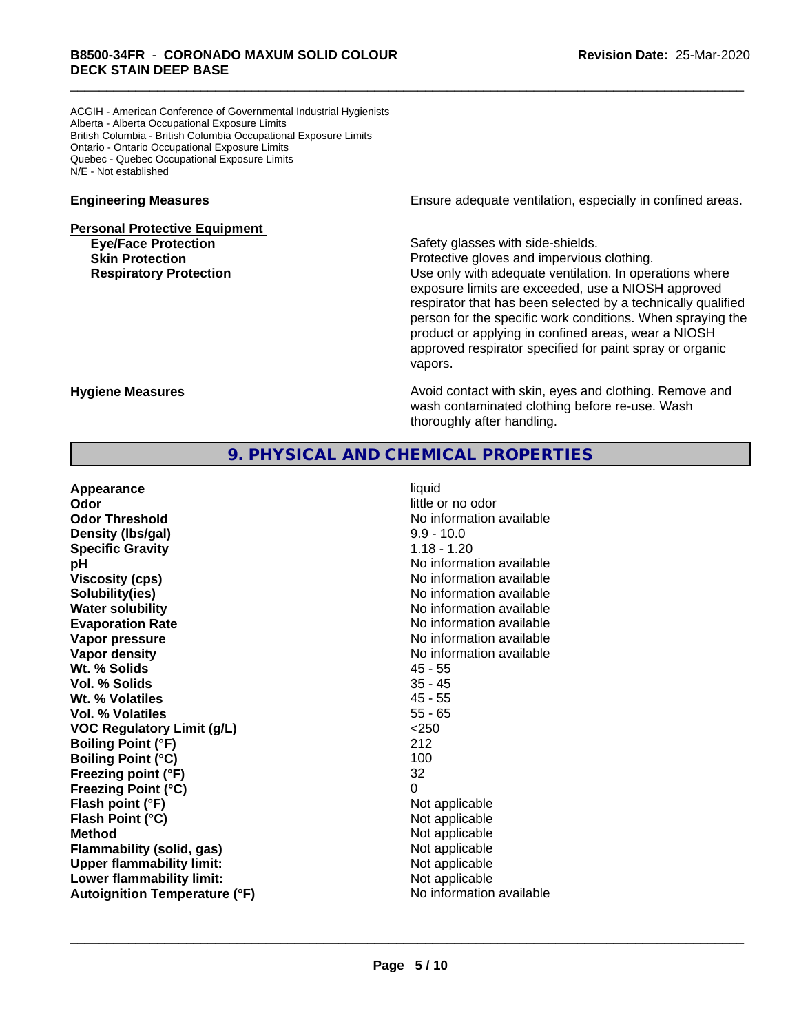ACGIH - American Conference of Governmental Industrial Hygienists
Alberta - Alberta Occupational Exposure Limits
British Columbia - British Columbia Occupational Exposure Limits
Ontario - Ontario Occupational Exposure Limits
Quebec - Quebec Occupational Exposure Limits
N/E - Not established

**Engineering Measures** Ensure adequate ventilation, especially in confined areas.

**Personal Protective Equipment**

**Eye/Face Protection** Safety glasses with side-shields.

**Skin Protection** Protective gloves and impervious clothing.

**Respiratory Protection** Use only with adequate ventilation. In operations where exposure limits are exceeded, use a NIOSH approved respirator that has been selected by a technically qualified person for the specific work conditions. When spraying the product or applying in confined areas, wear a NIOSH approved respirator specified for paint spray or organic vapors.

**Hygiene Measures** Avoid contact with skin, eyes and clothing. Remove and wash contaminated clothing before re-use. Wash thoroughly after handling.

## 9. PHYSICAL AND CHEMICAL PROPERTIES

| | |
|---|---|
| **Appearance** | liquid |
| **Odor** | little or no odor |
| **Odor Threshold** | No information available |
| **Density (lbs/gal)** | 9.9 - 10.0 |
| **Specific Gravity** | 1.18 - 1.20 |
| **pH** | No information available |
| **Viscosity (cps)** | No information available |
| **Solubility(ies)** | No information available |
| **Water solubility** | No information available |
| **Evaporation Rate** | No information available |
| **Vapor pressure** | No information available |
| **Vapor density** | No information available |
| **Wt. % Solids** | 45 - 55 |
| **Vol. % Solids** | 35 - 45 |
| **Wt. % Volatiles** | 45 - 55 |
| **Vol. % Volatiles** | 55 - 65 |
| **VOC Regulatory Limit (g/L)** | <250 |
| **Boiling Point (°F)** | 212 |
| **Boiling Point (°C)** | 100 |
| **Freezing point (°F)** | 32 |
| **Freezing Point (°C)** | 0 |
| **Flash point (°F)** | Not applicable |
| **Flash Point (°C)** | Not applicable |
| **Method** | Not applicable |
| **Flammability (solid, gas)** | Not applicable |
| **Upper flammability limit:** | Not applicable |
| **Lower flammability limit:** | Not applicable |
| **Autoignition Temperature (°F)** | No information available |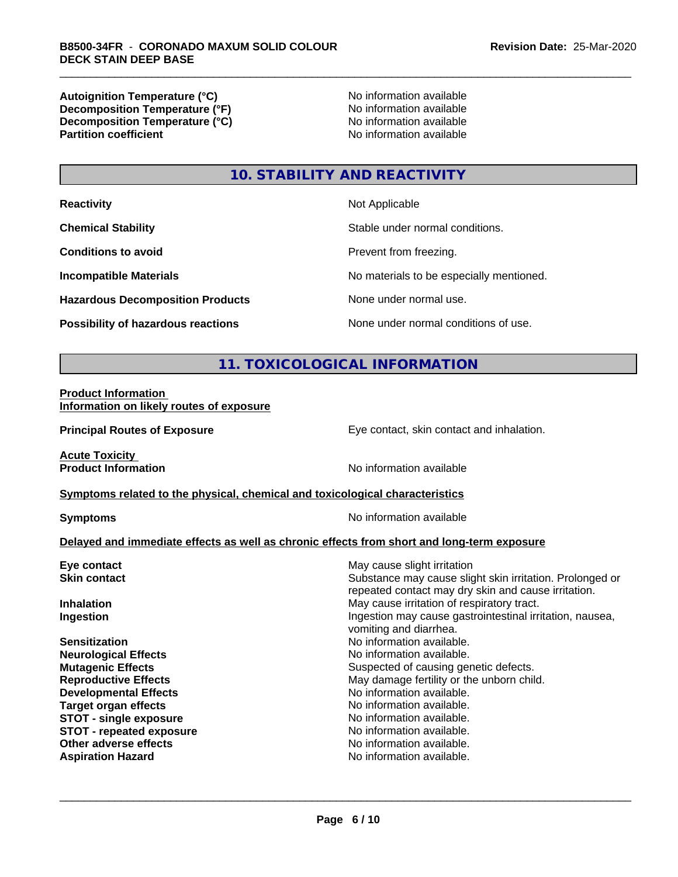| | |
|---|---|
| **Autoignition Temperature (°C)** | No information available |
| **Decomposition Temperature (°F)** | No information available |
| **Decomposition Temperature (°C)** | No information available |
| **Partition coefficient** | No information available |

## 10. STABILITY AND REACTIVITY

| | |
|---|---|
| **Reactivity** | Not Applicable |
| **Chemical Stability** | Stable under normal conditions. |
| **Conditions to avoid** | Prevent from freezing. |
| **Incompatible Materials** | No materials to be especially mentioned. |
| **Hazardous Decomposition Products** | None under normal use. |
| **Possibility of hazardous reactions** | None under normal conditions of use. |

## 11. TOXICOLOGICAL INFORMATION

**Product Information**
**Information on likely routes of exposure**

| | |
|---|---|
| **Principal Routes of Exposure** | Eye contact, skin contact and inhalation. |

**Acute Toxicity**

| | |
|---|---|
| **Product Information** | No information available |

**Symptoms related to the physical, chemical and toxicological characteristics**

| | |
|---|---|
| **Symptoms** | No information available |

**Delayed and immediate effects as well as chronic effects from short and long-term exposure**

| | |
|---|---|
| **Eye contact** | May cause slight irritation |
| **Skin contact** | Substance may cause slight skin irritation. Prolonged or repeated contact may dry skin and cause irritation. |
| **Inhalation** | May cause irritation of respiratory tract. |
| **Ingestion** | Ingestion may cause gastrointestinal irritation, nausea, vomiting and diarrhea. |
| **Sensitization** | No information available. |
| **Neurological Effects** | No information available. |
| **Mutagenic Effects** | Suspected of causing genetic defects. |
| **Reproductive Effects** | May damage fertility or the unborn child. |
| **Developmental Effects** | No information available. |
| **Target organ effects** | No information available. |
| **STOT - single exposure** | No information available. |
| **STOT - repeated exposure** | No information available. |
| **Other adverse effects** | No information available. |
| **Aspiration Hazard** | No information available. |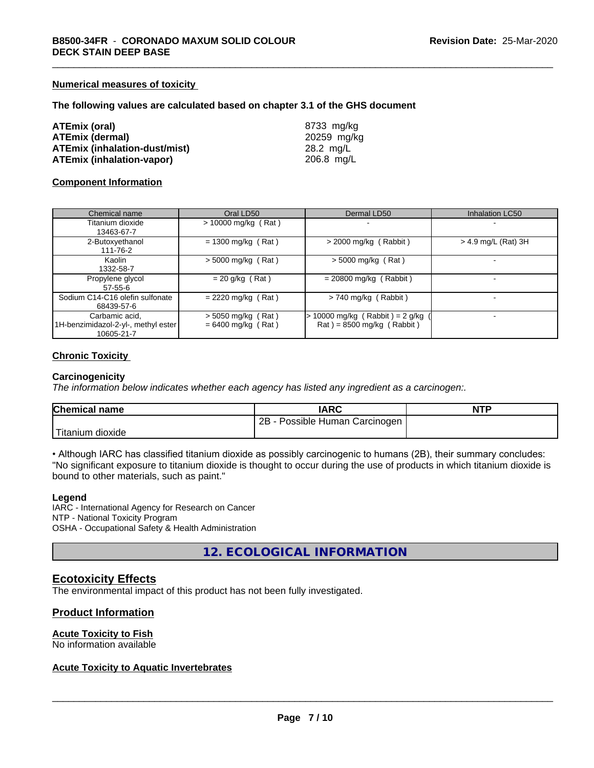### Numerical measures of toxicity

**The following values are calculated based on chapter 3.1 of the GHS document**

| | |
|---|---|
| **ATEmix (oral)** | 8733 mg/kg |
| **ATEmix (dermal)** | 20259 mg/kg |
| **ATEmix (inhalation-dust/mist)** | 28.2 mg/L |
| **ATEmix (inhalation-vapor)** | 206.8 mg/L |

### Component Information

| Chemical name | Oral LD50 | Dermal LD50 | Inhalation LC50 |
|---|---|---|---|
| Titanium dioxide<br>13463-67-7 | > 10000 mg/kg ( Rat ) | - | - |
| 2-Butoxyethanol<br>111-76-2 | = 1300 mg/kg ( Rat ) | > 2000 mg/kg ( Rabbit ) | > 4.9 mg/L (Rat) 3H |
| Kaolin<br>1332-58-7 | > 5000 mg/kg ( Rat ) | > 5000 mg/kg ( Rat ) | - |
| Propylene glycol<br>57-55-6 | = 20 g/kg ( Rat ) | = 20800 mg/kg ( Rabbit ) | - |
| Sodium C14-C16 olefin sulfonate<br>68439-57-6 | = 2220 mg/kg ( Rat ) | > 740 mg/kg ( Rabbit ) | - |
| Carbamic acid,<br>1H-benzimidazol-2-yl-, methyl ester<br>10605-21-7 | > 5050 mg/kg ( Rat )<br>= 6400 mg/kg ( Rat ) | > 10000 mg/kg ( Rabbit ) = 2 g/kg ( Rat ) = 8500 mg/kg ( Rabbit ) | - |

### Chronic Toxicity

**Carcinogenicity**

*The information below indicates whether each agency has listed any ingredient as a carcinogen:.*

| Chemical name | IARC | NTP |
|---|---|---|
| Titanium dioxide | 2B - Possible Human Carcinogen | |

• Although IARC has classified titanium dioxide as possibly carcinogenic to humans (2B), their summary concludes: "No significant exposure to titanium dioxide is thought to occur during the use of products in which titanium dioxide is bound to other materials, such as paint."

**Legend**

IARC - International Agency for Research on Cancer
NTP - National Toxicity Program
OSHA - Occupational Safety & Health Administration

## 12. ECOLOGICAL INFORMATION

## Ecotoxicity Effects

The environmental impact of this product has not been fully investigated.

### Product Information

**Acute Toxicity to Fish**

No information available

**Acute Toxicity to Aquatic Invertebrates**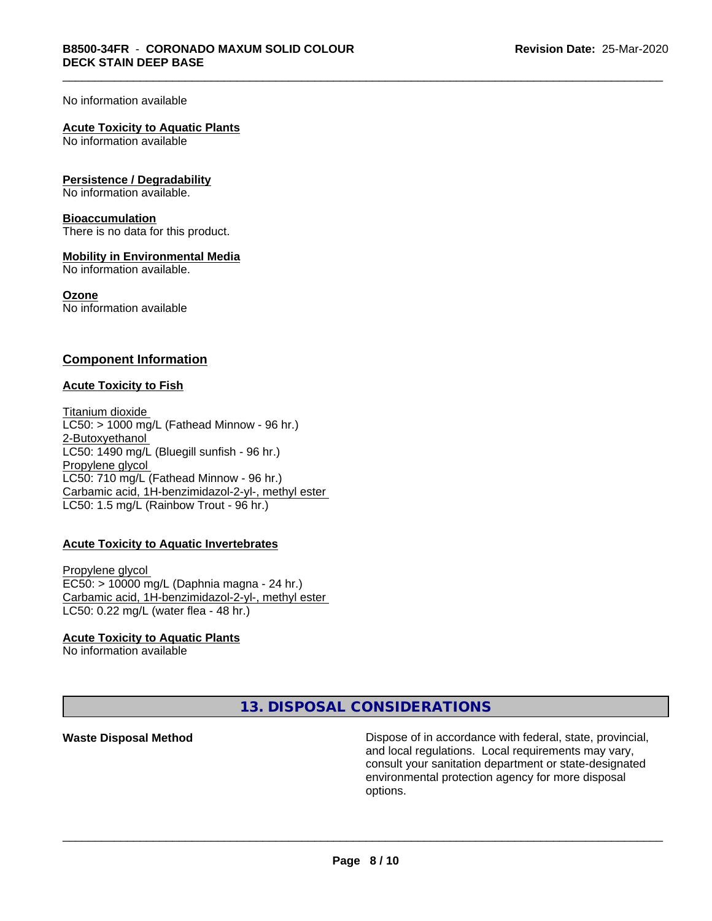No information available

**Acute Toxicity to Aquatic Plants**
No information available

**Persistence / Degradability**
No information available.

**Bioaccumulation**
There is no data for this product.

**Mobility in Environmental Media**
No information available.

**Ozone**
No information available

## Component Information

**Acute Toxicity to Fish**

Titanium dioxide
LC50: > 1000 mg/L (Fathead Minnow - 96 hr.)
2-Butoxyethanol
LC50: 1490 mg/L (Bluegill sunfish - 96 hr.)
Propylene glycol
LC50: 710 mg/L (Fathead Minnow - 96 hr.)
Carbamic acid, 1H-benzimidazol-2-yl-, methyl ester
LC50: 1.5 mg/L (Rainbow Trout - 96 hr.)

**Acute Toxicity to Aquatic Invertebrates**

Propylene glycol
EC50: > 10000 mg/L (Daphnia magna - 24 hr.)
Carbamic acid, 1H-benzimidazol-2-yl-, methyl ester
LC50: 0.22 mg/L (water flea - 48 hr.)

**Acute Toxicity to Aquatic Plants**
No information available

## 13. DISPOSAL CONSIDERATIONS

**Waste Disposal Method** Dispose of in accordance with federal, state, provincial, and local regulations. Local requirements may vary, consult your sanitation department or state-designated environmental protection agency for more disposal options.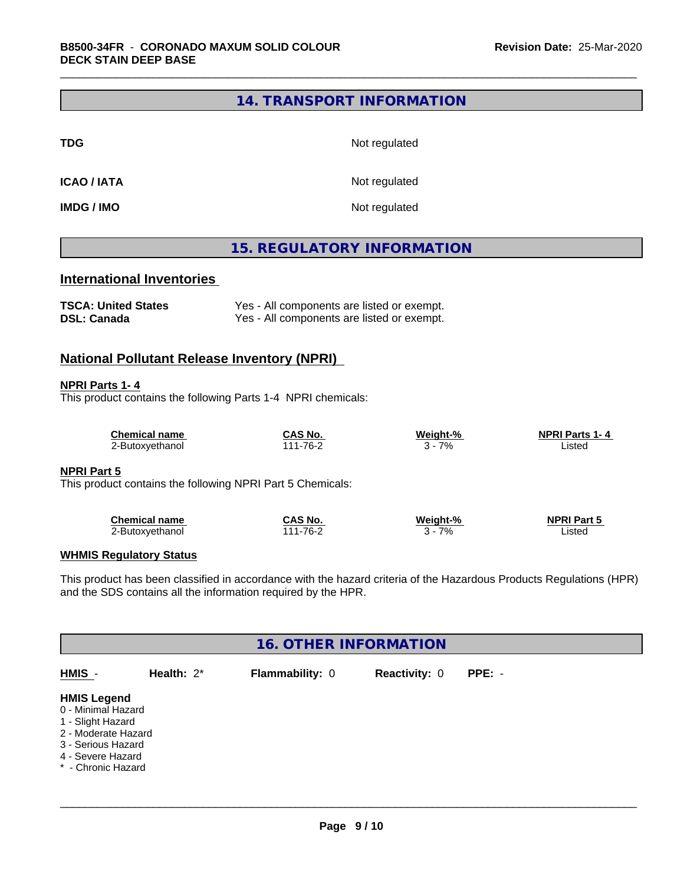## 14. TRANSPORT INFORMATION

| | |
|---|---|
| **TDG** | Not regulated |
| **ICAO / IATA** | Not regulated |
| **IMDG / IMO** | Not regulated |

## 15. REGULATORY INFORMATION

### International Inventories

| | |
|---|---|
| **TSCA: United States** | Yes - All components are listed or exempt. |
| **DSL: Canada** | Yes - All components are listed or exempt. |

### National Pollutant Release Inventory (NPRI)

**NPRI Parts 1- 4**

This product contains the following Parts 1-4 NPRI chemicals:

| Chemical name | CAS No. | Weight-% | NPRI Parts 1- 4 |
|---|---|---|---|
| 2-Butoxyethanol | 111-76-2 | 3 - 7% | Listed |

**NPRI Part 5**

This product contains the following NPRI Part 5 Chemicals:

| Chemical name | CAS No. | Weight-% | NPRI Part 5 |
|---|---|---|---|
| 2-Butoxyethanol | 111-76-2 | 3 - 7% | Listed |

**WHMIS Regulatory Status**

This product has been classified in accordance with the hazard criteria of the Hazardous Products Regulations (HPR) and the SDS contains all the information required by the HPR.

## 16. OTHER INFORMATION

**HMIS** - **Health:** 2* **Flammability:** 0 **Reactivity:** 0 **PPE:** -

**HMIS Legend**

0 - Minimal Hazard
1 - Slight Hazard
2 - Moderate Hazard
3 - Serious Hazard
4 - Severe Hazard
* - Chronic Hazard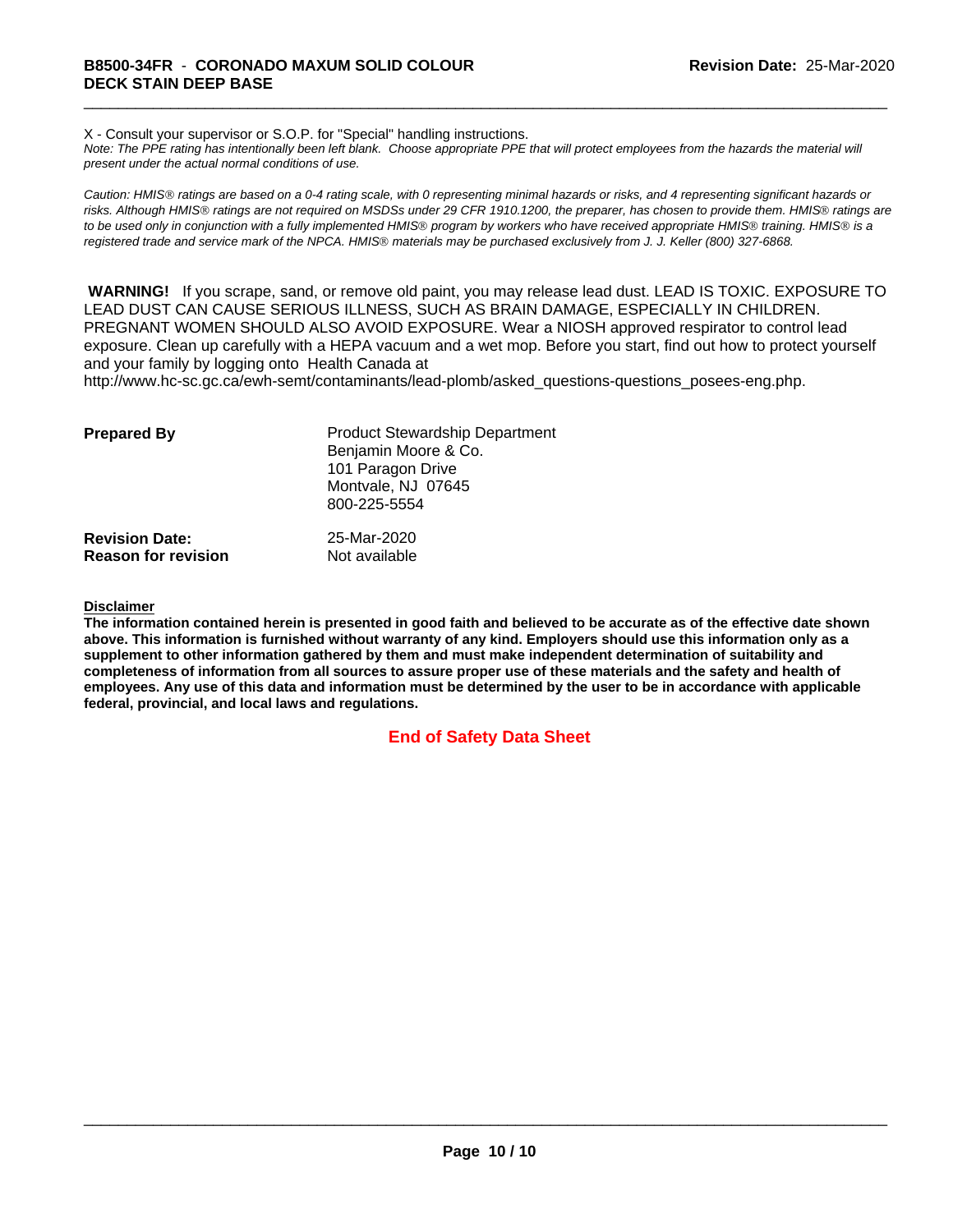X - Consult your supervisor or S.O.P. for "Special" handling instructions.

*Note: The PPE rating has intentionally been left blank. Choose appropriate PPE that will protect employees from the hazards the material will present under the actual normal conditions of use.*

*Caution: HMIS® ratings are based on a 0-4 rating scale, with 0 representing minimal hazards or risks, and 4 representing significant hazards or risks. Although HMIS® ratings are not required on MSDSs under 29 CFR 1910.1200, the preparer, has chosen to provide them. HMIS® ratings are to be used only in conjunction with a fully implemented HMIS® program by workers who have received appropriate HMIS® training. HMIS® is a registered trade and service mark of the NPCA. HMIS® materials may be purchased exclusively from J. J. Keller (800) 327-6868.*

**WARNING!** If you scrape, sand, or remove old paint, you may release lead dust. LEAD IS TOXIC. EXPOSURE TO LEAD DUST CAN CAUSE SERIOUS ILLNESS, SUCH AS BRAIN DAMAGE, ESPECIALLY IN CHILDREN. PREGNANT WOMEN SHOULD ALSO AVOID EXPOSURE. Wear a NIOSH approved respirator to control lead exposure. Clean up carefully with a HEPA vacuum and a wet mop. Before you start, find out how to protect yourself and your family by logging onto Health Canada at http://www.hc-sc.gc.ca/ewh-semt/contaminants/lead-plomb/asked_questions-questions_posees-eng.php.

| | |
|---|---|
| **Prepared By** | Product Stewardship Department<br>Benjamin Moore & Co.<br>101 Paragon Drive<br>Montvale, NJ 07645<br>800-225-5554 |
| **Revision Date:** | 25-Mar-2020 |
| **Reason for revision** | Not available |

**Disclaimer**

**The information contained herein is presented in good faith and believed to be accurate as of the effective date shown above. This information is furnished without warranty of any kind. Employers should use this information only as a supplement to other information gathered by them and must make independent determination of suitability and completeness of information from all sources to assure proper use of these materials and the safety and health of employees. Any use of this data and information must be determined by the user to be in accordance with applicable federal, provincial, and local laws and regulations.**

**End of Safety Data Sheet**